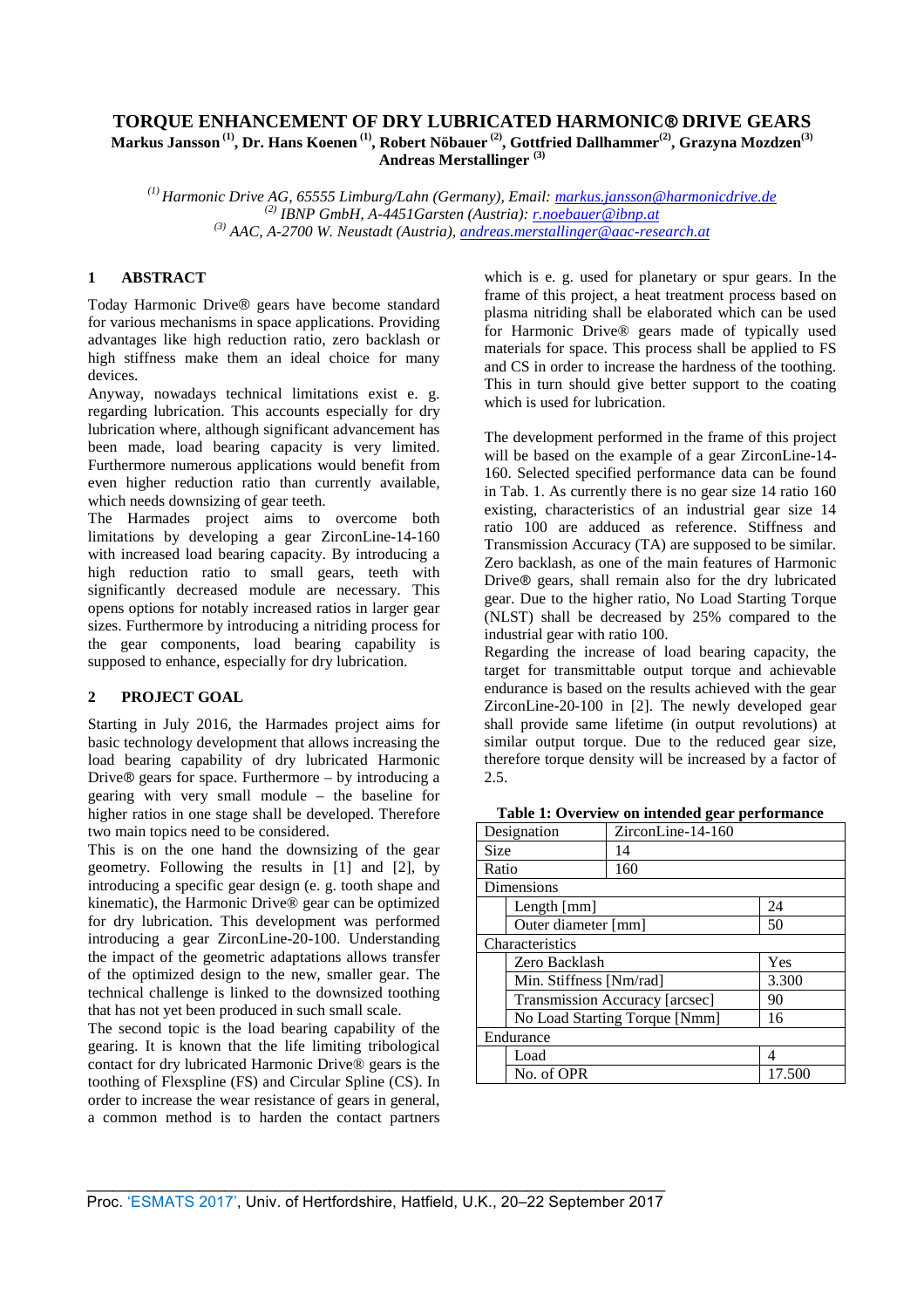# TORQUE ENHANCEMENT OF DRY LUBRICATED HARMONIC® DRIVE GEARS

**Markus Jansson [1], Dr. Hans Koenen [1], Robert Nöbauer [2], Gottfried Dallhammer[2], Grazyna Mozdzen[3] Andreas Merstallinger [3]**

*[1] Harmonic Drive AG, 65555 Limburg/Lahn (Germany), Email: markus.jansson@harmonicdrive.de*
*[2] IBNP GmbH, A-4451Garsten (Austria): r.noebauer@ibnp.at*
*[3] AAC, A-2700 W. Neustadt (Austria), andreas.merstallinger@aac-research.at*

## 1 ABSTRACT

Today Harmonic Drive® gears have become standard for various mechanisms in space applications. Providing advantages like high reduction ratio, zero backlash or high stiffness make them an ideal choice for many devices.

Anyway, nowadays technical limitations exist e. g. regarding lubrication. This accounts especially for dry lubrication where, although significant advancement has been made, load bearing capacity is very limited. Furthermore numerous applications would benefit from even higher reduction ratio than currently available, which needs downsizing of gear teeth.

The Harmades project aims to overcome both limitations by developing a gear ZirconLine-14-160 with increased load bearing capacity. By introducing a high reduction ratio to small gears, teeth with significantly decreased module are necessary. This opens options for notably increased ratios in larger gear sizes. Furthermore by introducing a nitriding process for the gear components, load bearing capability is supposed to enhance, especially for dry lubrication.

## 2 PROJECT GOAL

Starting in July 2016, the Harmades project aims for basic technology development that allows increasing the load bearing capability of dry lubricated Harmonic Drive® gears for space. Furthermore – by introducing a gearing with very small module – the baseline for higher ratios in one stage shall be developed. Therefore two main topics need to be considered.

This is on the one hand the downsizing of the gear geometry. Following the results in [1] and [2], by introducing a specific gear design (e. g. tooth shape and kinematic), the Harmonic Drive® gear can be optimized for dry lubrication. This development was performed introducing a gear ZirconLine-20-100. Understanding the impact of the geometric adaptations allows transfer of the optimized design to the new, smaller gear. The technical challenge is linked to the downsized toothing that has not yet been produced in such small scale.

The second topic is the load bearing capability of the gearing. It is known that the life limiting tribological contact for dry lubricated Harmonic Drive® gears is the toothing of Flexspline (FS) and Circular Spline (CS). In order to increase the wear resistance of gears in general, a common method is to harden the contact partners which is e. g. used for planetary or spur gears. In the frame of this project, a heat treatment process based on plasma nitriding shall be elaborated which can be used for Harmonic Drive® gears made of typically used materials for space. This process shall be applied to FS and CS in order to increase the hardness of the toothing. This in turn should give better support to the coating which is used for lubrication.

The development performed in the frame of this project will be based on the example of a gear ZirconLine-14-160. Selected specified performance data can be found in Tab. 1. As currently there is no gear size 14 ratio 160 existing, characteristics of an industrial gear size 14 ratio 100 are adduced as reference. Stiffness and Transmission Accuracy (TA) are supposed to be similar. Zero backlash, as one of the main features of Harmonic Drive® gears, shall remain also for the dry lubricated gear. Due to the higher ratio, No Load Starting Torque (NLST) shall be decreased by 25% compared to the industrial gear with ratio 100.

Regarding the increase of load bearing capacity, the target for transmittable output torque and achievable endurance is based on the results achieved with the gear ZirconLine-20-100 in [2]. The newly developed gear shall provide same lifetime (in output revolutions) at similar output torque. Due to the reduced gear size, therefore torque density will be increased by a factor of 2.5.

**Table 1: Overview on intended gear performance**

| Designation | | ZirconLine-14-160 |
|---|---|---|
| Size | | 14 |
| Ratio | | 160 |
| Dimensions | | |
| | Length [mm] | 24 |
| | Outer diameter [mm] | 50 |
| Characteristics | | |
| | Zero Backlash | Yes |
| | Min. Stiffness [Nm/rad] | 3.300 |
| | Transmission Accuracy [arcsec] | 90 |
| | No Load Starting Torque [Nmm] | 16 |
| Endurance | | |
| | Load | 4 |
| | No. of OPR | 17.500 |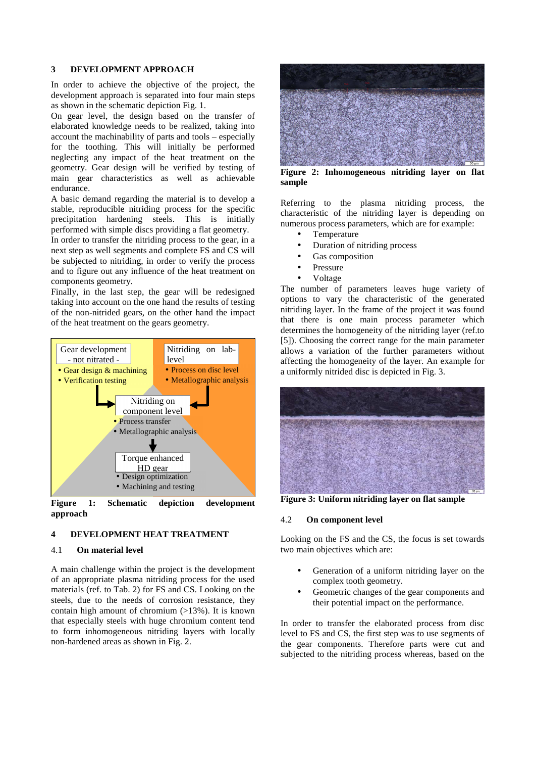## 3 DEVELOPMENT APPROACH

In order to achieve the objective of the project, the development approach is separated into four main steps as shown in the schematic depiction Fig. 1.

On gear level, the design based on the transfer of elaborated knowledge needs to be realized, taking into account the machinability of parts and tools – especially for the toothing. This will initially be performed neglecting any impact of the heat treatment on the geometry. Gear design will be verified by testing of main gear characteristics as well as achievable endurance.

A basic demand regarding the material is to develop a stable, reproducible nitriding process for the specific precipitation hardening steels. This is initially performed with simple discs providing a flat geometry.

In order to transfer the nitriding process to the gear, in a next step as well segments and complete FS and CS will be subjected to nitriding, in order to verify the process and to figure out any influence of the heat treatment on components geometry.

Finally, in the last step, the gear will be redesigned taking into account on the one hand the results of testing of the non-nitrided gears, on the other hand the impact of the heat treatment on the gears geometry.

Gear development - not nitrated -
- Gear design & machining
- Verification testing

Nitriding on lab-level
- Process on disc level
- Metallographic analysis

Nitriding on component level
- Process transfer
- Metallographic analysis

Torque enhanced HD gear
- Design optimization
- Machining and testing

**Figure 1: Schematic depiction development approach**

## 4 DEVELOPMENT HEAT TREATMENT

### 4.1 On material level

A main challenge within the project is the development of an appropriate plasma nitriding process for the used materials (ref. to Tab. 2) for FS and CS. Looking on the steels, due to the needs of corrosion resistance, they contain high amount of chromium (>13%). It is known that especially steels with huge chromium content tend to form inhomogeneous nitriding layers with locally non-hardened areas as shown in Fig. 2.

**Figure 2: Inhomogeneous nitriding layer on flat sample**

Referring to the plasma nitriding process, the characteristic of the nitriding layer is depending on numerous process parameters, which are for example:

- Temperature
- Duration of nitriding process
- Gas composition
- Pressure
- Voltage

The number of parameters leaves huge variety of options to vary the characteristic of the generated nitriding layer. In the frame of the project it was found that there is one main process parameter which determines the homogeneity of the nitriding layer (ref.to [5]). Choosing the correct range for the main parameter allows a variation of the further parameters without affecting the homogeneity of the layer. An example for a uniformly nitrided disc is depicted in Fig. 3.

**Figure 3: Uniform nitriding layer on flat sample**

### 4.2 On component level

Looking on the FS and the CS, the focus is set towards two main objectives which are:

- Generation of a uniform nitriding layer on the complex tooth geometry.
- Geometric changes of the gear components and their potential impact on the performance.

In order to transfer the elaborated process from disc level to FS and CS, the first step was to use segments of the gear components. Therefore parts were cut and subjected to the nitriding process whereas, based on the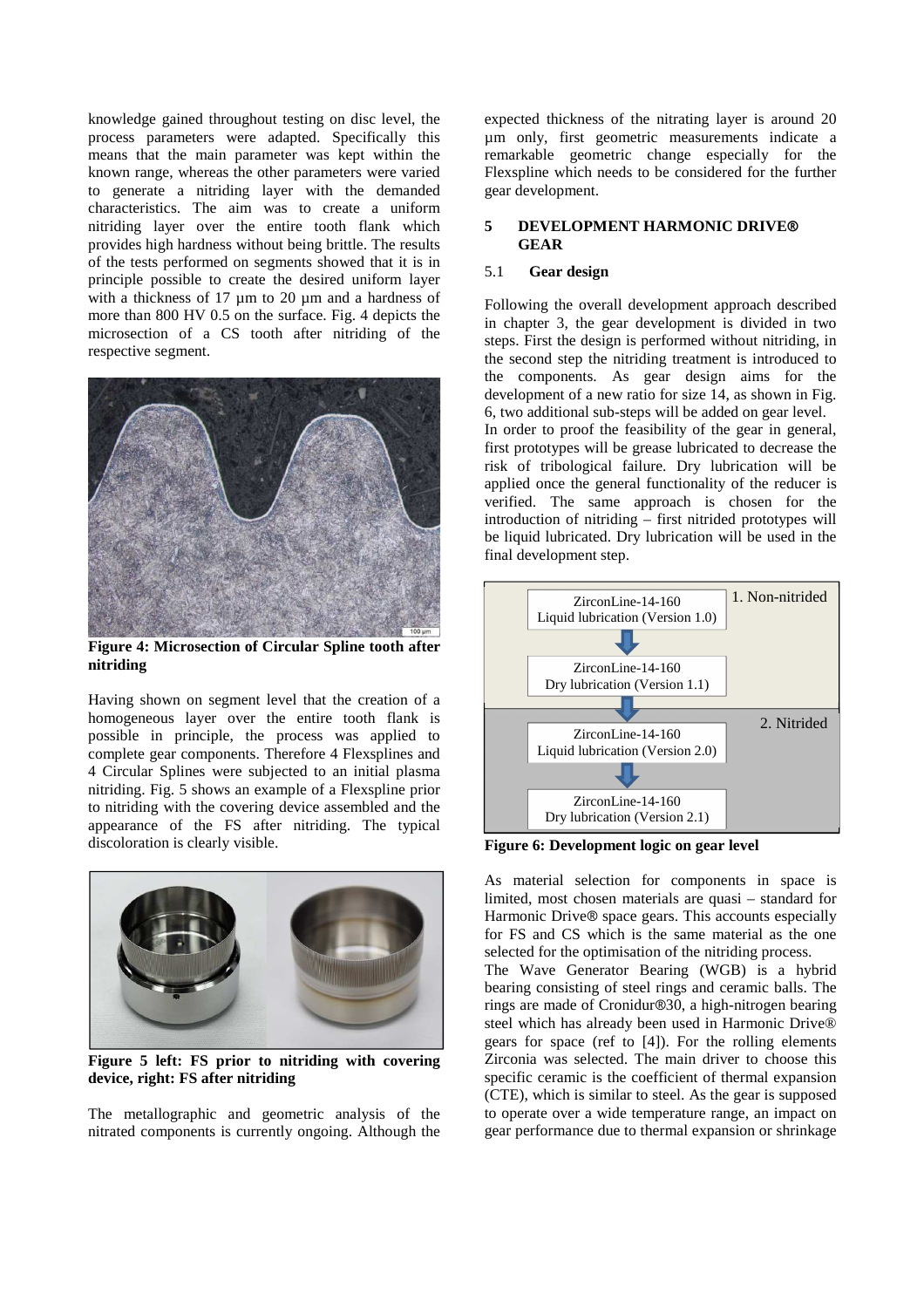knowledge gained throughout testing on disc level, the process parameters were adapted. Specifically this means that the main parameter was kept within the known range, whereas the other parameters were varied to generate a nitriding layer with the demanded characteristics. The aim was to create a uniform nitriding layer over the entire tooth flank which provides high hardness without being brittle. The results of the tests performed on segments showed that it is in principle possible to create the desired uniform layer with a thickness of 17 µm to 20 µm and a hardness of more than 800 HV 0.5 on the surface. Fig. 4 depicts the microsection of a CS tooth after nitriding of the respective segment.

**Figure 4: Microsection of Circular Spline tooth after nitriding**

Having shown on segment level that the creation of a homogeneous layer over the entire tooth flank is possible in principle, the process was applied to complete gear components. Therefore 4 Flexsplines and 4 Circular Splines were subjected to an initial plasma nitriding. Fig. 5 shows an example of a Flexspline prior to nitriding with the covering device assembled and the appearance of the FS after nitriding. The typical discoloration is clearly visible.

**Figure 5 left: FS prior to nitriding with covering device, right: FS after nitriding**

The metallographic and geometric analysis of the nitrated components is currently ongoing. Although the expected thickness of the nitrating layer is around 20 µm only, first geometric measurements indicate a remarkable geometric change especially for the Flexspline which needs to be considered for the further gear development.

## 5 DEVELOPMENT HARMONIC DRIVE® GEAR

### 5.1 Gear design

Following the overall development approach described in chapter 3, the gear development is divided in two steps. First the design is performed without nitriding, in the second step the nitriding treatment is introduced to the components. As gear design aims for the development of a new ratio for size 14, as shown in Fig. 6, two additional sub-steps will be added on gear level.

In order to proof the feasibility of the gear in general, first prototypes will be grease lubricated to decrease the risk of tribological failure. Dry lubrication will be applied once the general functionality of the reducer is verified. The same approach is chosen for the introduction of nitriding – first nitrided prototypes will be liquid lubricated. Dry lubrication will be used in the final development step.

1. Non-nitrided
- ZirconLine-14-160 Liquid lubrication (Version 1.0)
- ZirconLine-14-160 Dry lubrication (Version 1.1)

2. Nitrided
- ZirconLine-14-160 Liquid lubrication (Version 2.0)
- ZirconLine-14-160 Dry lubrication (Version 2.1)

**Figure 6: Development logic on gear level**

As material selection for components in space is limited, most chosen materials are quasi – standard for Harmonic Drive® space gears. This accounts especially for FS and CS which is the same material as the one selected for the optimisation of the nitriding process.

The Wave Generator Bearing (WGB) is a hybrid bearing consisting of steel rings and ceramic balls. The rings are made of Cronidur®30, a high-nitrogen bearing steel which has already been used in Harmonic Drive® gears for space (ref to [4]). For the rolling elements Zirconia was selected. The main driver to choose this specific ceramic is the coefficient of thermal expansion (CTE), which is similar to steel. As the gear is supposed to operate over a wide temperature range, an impact on gear performance due to thermal expansion or shrinkage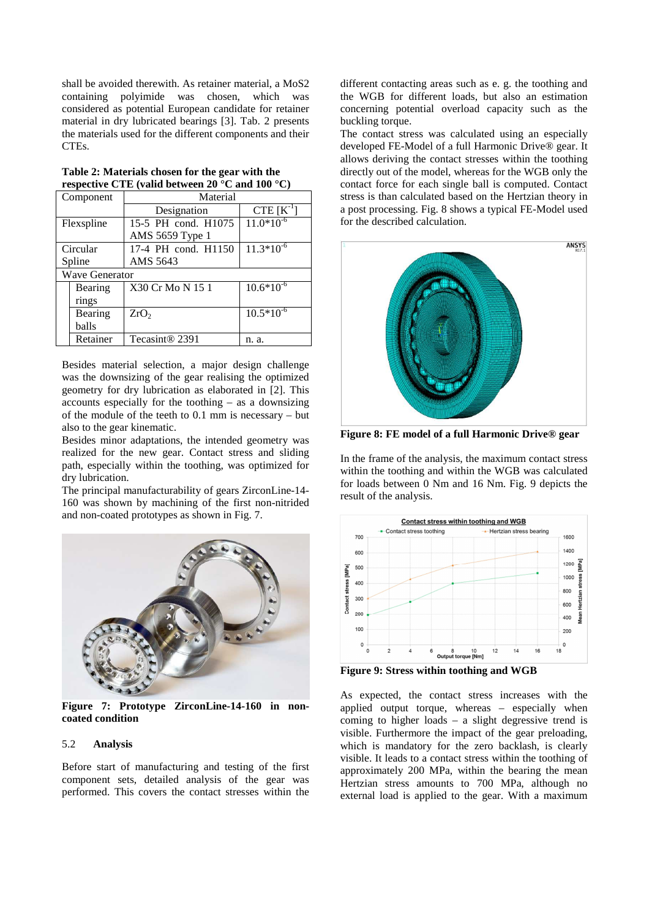shall be avoided therewith. As retainer material, a MoS2 containing polyimide was chosen, which was considered as potential European candidate for retainer material in dry lubricated bearings [3]. Tab. 2 presents the materials used for the different components and their CTEs.

**Table 2: Materials chosen for the gear with the respective CTE (valid between 20 °C and 100 °C)**

| Component | | Material | |
|---|---|---|---|
| | | Designation | CTE [$K^{-1}$] |
| Flexspline | | 15-5 PH cond. H1075 AMS 5659 Type 1 | $11.0*10^{-6}$ |
| Circular Spline | | 17-4 PH cond. H1150 AMS 5643 | $11.3*10^{-6}$ |
| Wave Generator | | | |
| | Bearing rings | X30 Cr Mo N 15 1 | $10.6*10^{-6}$ |
| | Bearing balls | $ZrO_2$ | $10.5*10^{-6}$ |
| | Retainer | Tecasint® 2391 | n. a. |

Besides material selection, a major design challenge was the downsizing of the gear realising the optimized geometry for dry lubrication as elaborated in [2]. This accounts especially for the toothing – as a downsizing of the module of the teeth to 0.1 mm is necessary – but also to the gear kinematic.

Besides minor adaptations, the intended geometry was realized for the new gear. Contact stress and sliding path, especially within the toothing, was optimized for dry lubrication.

The principal manufacturability of gears ZirconLine-14-160 was shown by machining of the first non-nitrided and non-coated prototypes as shown in Fig. 7.

**Figure 7: Prototype ZirconLine-14-160 in non-coated condition**

### 5.2 Analysis

Before start of manufacturing and testing of the first component sets, detailed analysis of the gear was performed. This covers the contact stresses within the different contacting areas such as e. g. the toothing and the WGB for different loads, but also an estimation concerning potential overload capacity such as the buckling torque.

The contact stress was calculated using an especially developed FE-Model of a full Harmonic Drive® gear. It allows deriving the contact stresses within the toothing directly out of the model, whereas for the WGB only the contact force for each single ball is computed. Contact stress is than calculated based on the Hertzian theory in a post processing. Fig. 8 shows a typical FE-Model used for the described calculation.

**Figure 8: FE model of a full Harmonic Drive® gear**

In the frame of the analysis, the maximum contact stress within the toothing and within the WGB was calculated for loads between 0 Nm and 16 Nm. Fig. 9 depicts the result of the analysis.

**Figure 9: Stress within toothing and WGB**

As expected, the contact stress increases with the applied output torque, whereas – especially when coming to higher loads – a slight degressive trend is visible. Furthermore the impact of the gear preloading, which is mandatory for the zero backlash, is clearly visible. It leads to a contact stress within the toothing of approximately 200 MPa, within the bearing the mean Hertzian stress amounts to 700 MPa, although no external load is applied to the gear. With a maximum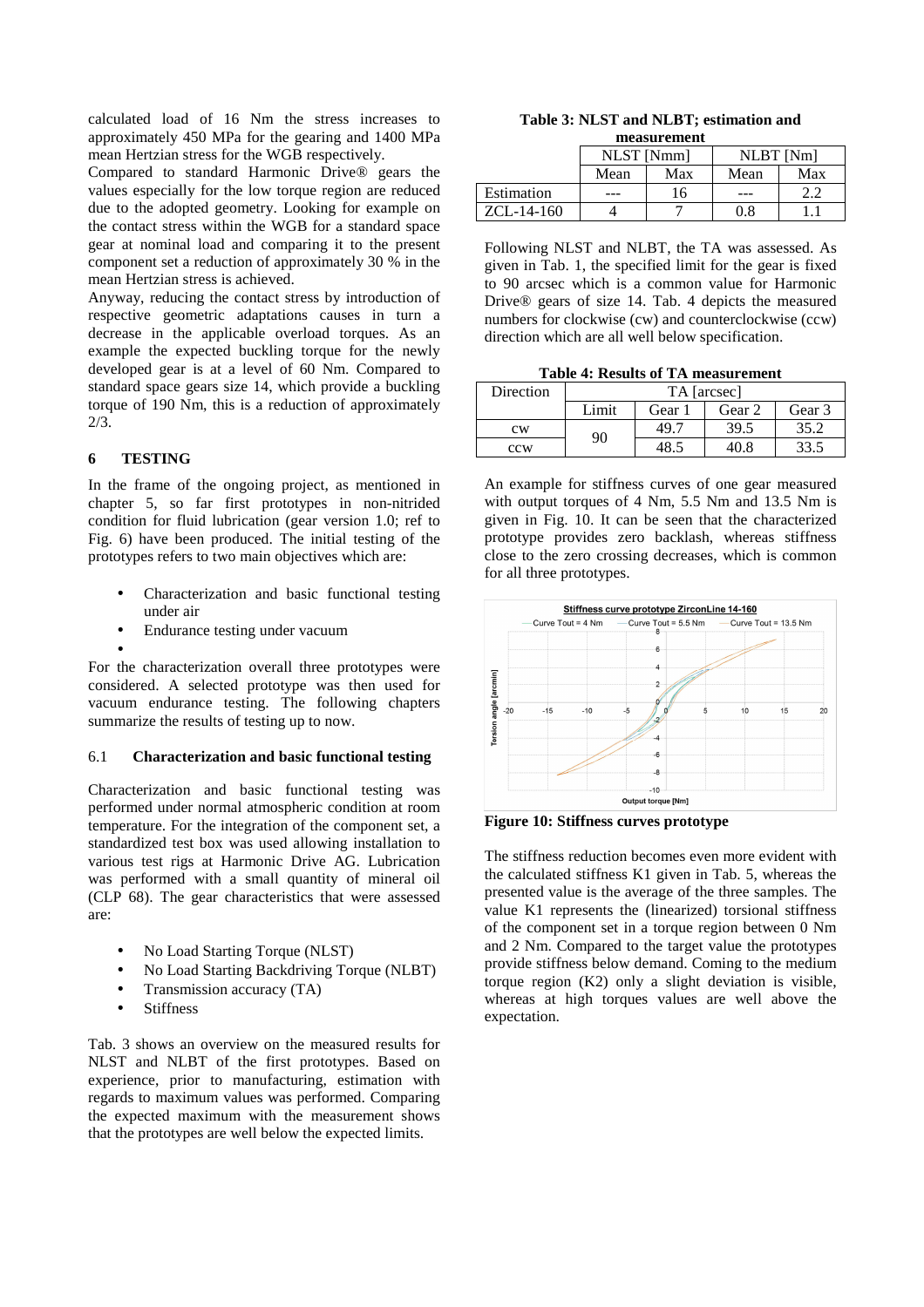calculated load of 16 Nm the stress increases to approximately 450 MPa for the gearing and 1400 MPa mean Hertzian stress for the WGB respectively.

Compared to standard Harmonic Drive® gears the values especially for the low torque region are reduced due to the adopted geometry. Looking for example on the contact stress within the WGB for a standard space gear at nominal load and comparing it to the present component set a reduction of approximately 30 % in the mean Hertzian stress is achieved.

Anyway, reducing the contact stress by introduction of respective geometric adaptations causes in turn a decrease in the applicable overload torques. As an example the expected buckling torque for the newly developed gear is at a level of 60 Nm. Compared to standard space gears size 14, which provide a buckling torque of 190 Nm, this is a reduction of approximately 2/3.

## 6 TESTING

In the frame of the ongoing project, as mentioned in chapter 5, so far first prototypes in non-nitrided condition for fluid lubrication (gear version 1.0; ref to Fig. 6) have been produced. The initial testing of the prototypes refers to two main objectives which are:

- Characterization and basic functional testing under air
- Endurance testing under vacuum

For the characterization overall three prototypes were considered. A selected prototype was then used for vacuum endurance testing. The following chapters summarize the results of testing up to now.

### 6.1 Characterization and basic functional testing

Characterization and basic functional testing was performed under normal atmospheric condition at room temperature. For the integration of the component set, a standardized test box was used allowing installation to various test rigs at Harmonic Drive AG. Lubrication was performed with a small quantity of mineral oil (CLP 68). The gear characteristics that were assessed are:

- No Load Starting Torque (NLST)
- No Load Starting Backdriving Torque (NLBT)
- Transmission accuracy (TA)
- Stiffness

Tab. 3 shows an overview on the measured results for NLST and NLBT of the first prototypes. Based on experience, prior to manufacturing, estimation with regards to maximum values was performed. Comparing the expected maximum with the measurement shows that the prototypes are well below the expected limits.

**Table 3: NLST and NLBT; estimation and measurement**

| | NLST [Nmm] | | NLBT [Nm] | |
|---|---|---|---|---|
| | Mean | Max | Mean | Max |
| Estimation | --- | 16 | --- | 2.2 |
| ZCL-14-160 | 4 | 7 | 0.8 | 1.1 |

Following NLST and NLBT, the TA was assessed. As given in Tab. 1, the specified limit for the gear is fixed to 90 arcsec which is a common value for Harmonic Drive® gears of size 14. Tab. 4 depicts the measured numbers for clockwise (cw) and counterclockwise (ccw) direction which are all well below specification.

**Table 4: Results of TA measurement**

| Direction | TA [arcsec] | | | |
|---|---|---|---|---|
| | Limit | Gear 1 | Gear 2 | Gear 3 |
| cw | 90 | 49.7 | 39.5 | 35.2 |
| ccw | | 48.5 | 40.8 | 33.5 |

An example for stiffness curves of one gear measured with output torques of 4 Nm, 5.5 Nm and 13.5 Nm is given in Fig. 10. It can be seen that the characterized prototype provides zero backlash, whereas stiffness close to the zero crossing decreases, which is common for all three prototypes.

**Figure 10: Stiffness curves prototype**

The stiffness reduction becomes even more evident with the calculated stiffness K1 given in Tab. 5, whereas the presented value is the average of the three samples. The value K1 represents the (linearized) torsional stiffness of the component set in a torque region between 0 Nm and 2 Nm. Compared to the target value the prototypes provide stiffness below demand. Coming to the medium torque region (K2) only a slight deviation is visible, whereas at high torques values are well above the expectation.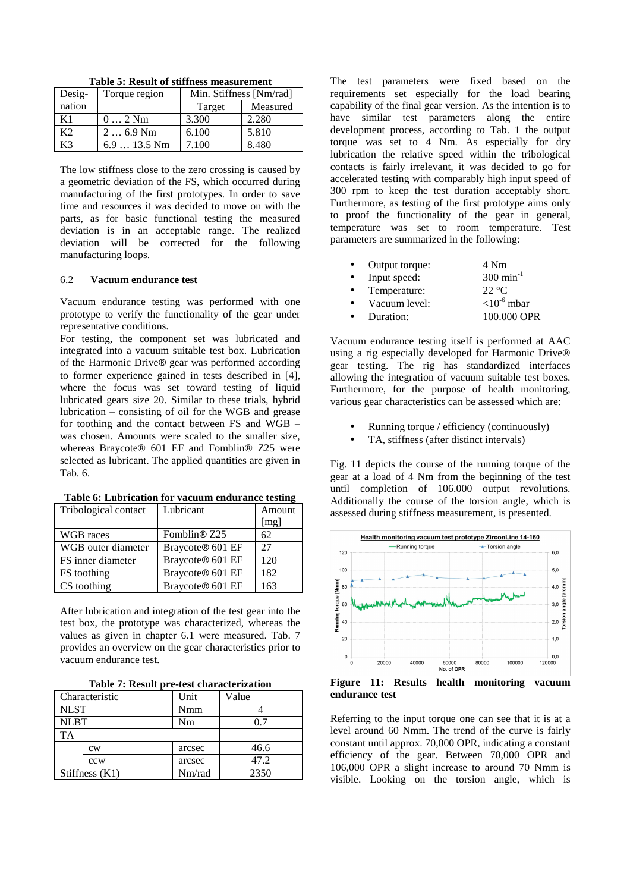**Table 5: Result of stiffness measurement**

| Desig-nation | Torque region | Min. Stiffness [Nm/rad] | |
|---|---|---|---|
| | | Target | Measured |
| K1 | 0 … 2 Nm | 3.300 | 2.280 |
| K2 | 2 … 6.9 Nm | 6.100 | 5.810 |
| K3 | 6.9 … 13.5 Nm | 7.100 | 8.480 |

The low stiffness close to the zero crossing is caused by a geometric deviation of the FS, which occurred during manufacturing of the first prototypes. In order to save time and resources it was decided to move on with the parts, as for basic functional testing the measured deviation is in an acceptable range. The realized deviation will be corrected for the following manufacturing loops.

### 6.2 Vacuum endurance test

Vacuum endurance testing was performed with one prototype to verify the functionality of the gear under representative conditions.

For testing, the component set was lubricated and integrated into a vacuum suitable test box. Lubrication of the Harmonic Drive® gear was performed according to former experience gained in tests described in [4], where the focus was set toward testing of liquid lubricated gears size 20. Similar to these trials, hybrid lubrication – consisting of oil for the WGB and grease for toothing and the contact between FS and WGB – was chosen. Amounts were scaled to the smaller size, whereas Braycote® 601 EF and Fomblin® Z25 were selected as lubricant. The applied quantities are given in Tab. 6.

**Table 6: Lubrication for vacuum endurance testing**

| Tribological contact | Lubricant | Amount [mg] |
|---|---|---|
| WGB races | Fomblin® Z25 | 62 |
| WGB outer diameter | Braycote® 601 EF | 27 |
| FS inner diameter | Braycote® 601 EF | 120 |
| FS toothing | Braycote® 601 EF | 182 |
| CS toothing | Braycote® 601 EF | 163 |

After lubrication and integration of the test gear into the test box, the prototype was characterized, whereas the values as given in chapter 6.1 were measured. Tab. 7 provides an overview on the gear characteristics prior to vacuum endurance test.

**Table 7: Result pre-test characterization**

| Characteristic | | Unit | Value |
|---|---|---|---|
| NLST | | Nmm | 4 |
| NLBT | | Nm | 0.7 |
| TA | | | |
| | cw | arcsec | 46.6 |
| | ccw | arcsec | 47.2 |
| Stiffness (K1) | | Nm/rad | 2350 |

The test parameters were fixed based on the requirements set especially for the load bearing capability of the final gear version. As the intention is to have similar test parameters along the entire development process, according to Tab. 1 the output torque was set to 4 Nm. As especially for dry lubrication the relative speed within the tribological contacts is fairly irrelevant, it was decided to go for accelerated testing with comparably high input speed of 300 rpm to keep the test duration acceptably short. Furthermore, as testing of the first prototype aims only to proof the functionality of the gear in general, temperature was set to room temperature. Test parameters are summarized in the following:

- Output torque: 4 Nm
- Input speed: 300 $min^{-1}$
- Temperature: 22 °C
- Vacuum level: $<10^{-6}$ mbar
- Duration: 100.000 OPR

Vacuum endurance testing itself is performed at AAC using a rig especially developed for Harmonic Drive® gear testing. The rig has standardized interfaces allowing the integration of vacuum suitable test boxes. Furthermore, for the purpose of health monitoring, various gear characteristics can be assessed which are:

- Running torque / efficiency (continuously)
- TA, stiffness (after distinct intervals)

Fig. 11 depicts the course of the running torque of the gear at a load of 4 Nm from the beginning of the test until completion of 106.000 output revolutions. Additionally the course of the torsion angle, which is assessed during stiffness measurement, is presented.

**Figure 11: Results health monitoring vacuum endurance test**

Referring to the input torque one can see that it is at a level around 60 Nmm. The trend of the curve is fairly constant until approx. 70,000 OPR, indicating a constant efficiency of the gear. Between 70,000 OPR and 106,000 OPR a slight increase to around 70 Nmm is visible. Looking on the torsion angle, which is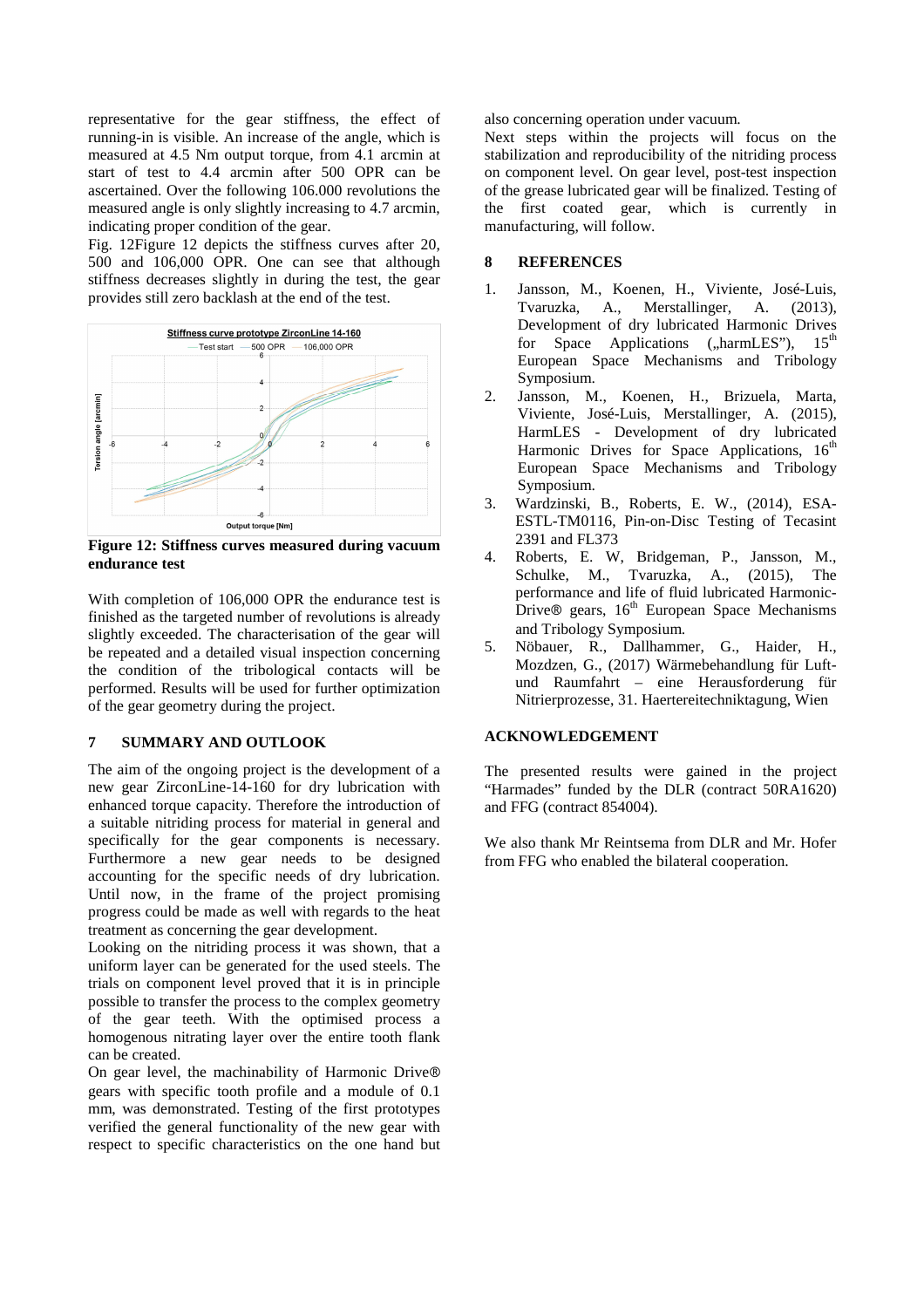representative for the gear stiffness, the effect of running-in is visible. An increase of the angle, which is measured at 4.5 Nm output torque, from 4.1 arcmin at start of test to 4.4 arcmin after 500 OPR can be ascertained. Over the following 106.000 revolutions the measured angle is only slightly increasing to 4.7 arcmin, indicating proper condition of the gear.

Fig. 12Figure 12 depicts the stiffness curves after 20, 500 and 106,000 OPR. One can see that although stiffness decreases slightly in during the test, the gear provides still zero backlash at the end of the test.

Stiffness curve prototype ZirconLine 14-160

Test start
500 OPR
106,000 OPR

Torsion angle [arcmin]

Output torque [Nm]

-6 -4 -2 0 2 4 6

6 4 2 0 -2 -4 -6

**Figure 12: Stiffness curves measured during vacuum endurance test**

With completion of 106,000 OPR the endurance test is finished as the targeted number of revolutions is already slightly exceeded. The characterisation of the gear will be repeated and a detailed visual inspection concerning the condition of the tribological contacts will be performed. Results will be used for further optimization of the gear geometry during the project.

## 7 SUMMARY AND OUTLOOK

The aim of the ongoing project is the development of a new gear ZirconLine-14-160 for dry lubrication with enhanced torque capacity. Therefore the introduction of a suitable nitriding process for material in general and specifically for the gear components is necessary. Furthermore a new gear needs to be designed accounting for the specific needs of dry lubrication. Until now, in the frame of the project promising progress could be made as well with regards to the heat treatment as concerning the gear development.

Looking on the nitriding process it was shown, that a uniform layer can be generated for the used steels. The trials on component level proved that it is in principle possible to transfer the process to the complex geometry of the gear teeth. With the optimised process a homogenous nitrating layer over the entire tooth flank can be created.

On gear level, the machinability of Harmonic Drive® gears with specific tooth profile and a module of 0.1 mm, was demonstrated. Testing of the first prototypes verified the general functionality of the new gear with respect to specific characteristics on the one hand but also concerning operation under vacuum.

Next steps within the projects will focus on the stabilization and reproducibility of the nitriding process on component level. On gear level, post-test inspection of the grease lubricated gear will be finalized. Testing of the first coated gear, which is currently in manufacturing, will follow.

## 8 REFERENCES

1. Jansson, M., Koenen, H., Viviente, José-Luis, Tvaruzka, A., Merstallinger, A. (2013), Development of dry lubricated Harmonic Drives for Space Applications („harmLES"), 15th European Space Mechanisms and Tribology Symposium.
2. Jansson, M., Koenen, H., Brizuela, Marta, Viviente, José-Luis, Merstallinger, A. (2015), HarmLES - Development of dry lubricated Harmonic Drives for Space Applications, 16th European Space Mechanisms and Tribology Symposium.
3. Wardzinski, B., Roberts, E. W., (2014), ESA-ESTL-TM0116, Pin-on-Disc Testing of Tecasint 2391 and FL373
4. Roberts, E. W, Bridgeman, P., Jansson, M., Schulke, M., Tvaruzka, A., (2015), The performance and life of fluid lubricated Harmonic-Drive® gears, 16th European Space Mechanisms and Tribology Symposium.
5. Nöbauer, R., Dallhammer, G., Haider, H., Mozdzen, G., (2017) Wärmebehandlung für Luft- und Raumfahrt – eine Herausforderung für Nitrierprozesse, 31. Haertereitechniktagung, Wien

## ACKNOWLEDGEMENT

The presented results were gained in the project "Harmades" funded by the DLR (contract 50RA1620) and FFG (contract 854004).

We also thank Mr Reintsema from DLR and Mr. Hofer from FFG who enabled the bilateral cooperation.